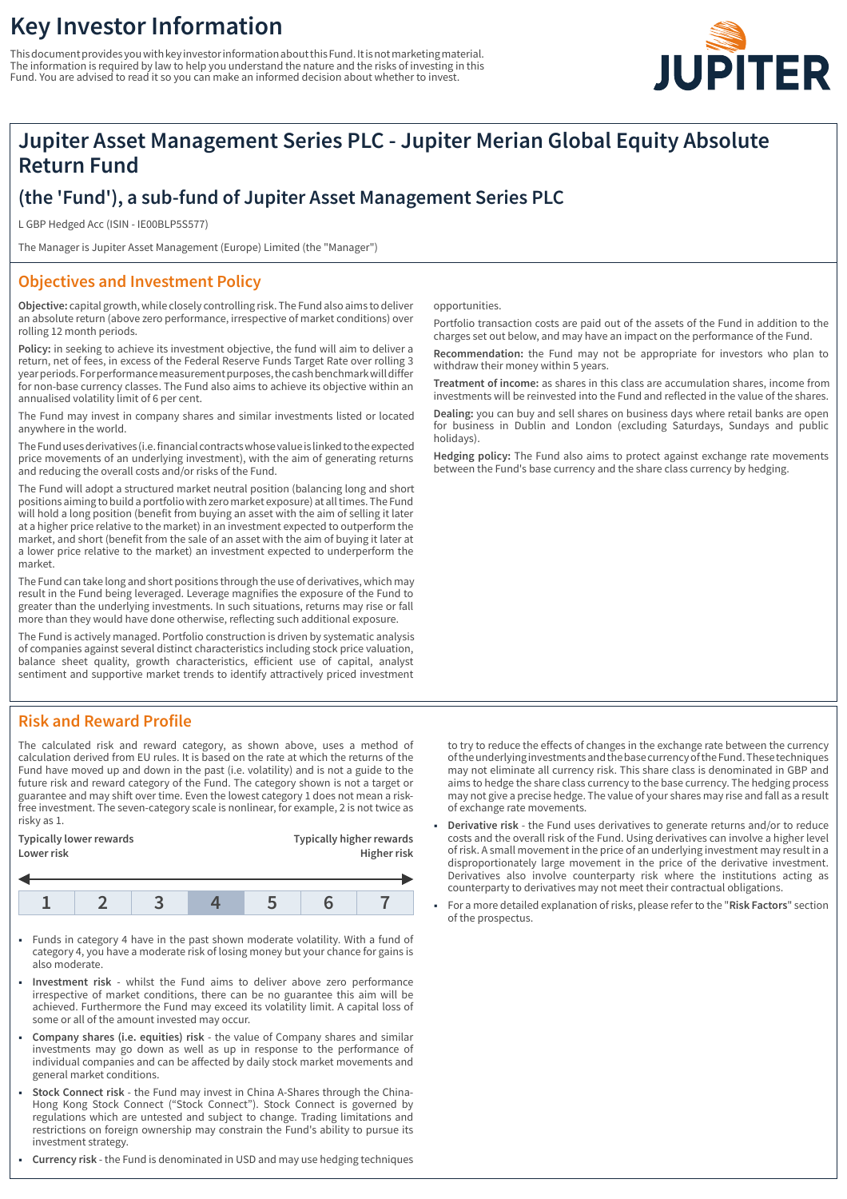# Key Investor Information

This document provides you with key investor information about this Fund. It is not marketing material. The information is required by law to help you understand the nature and the risks of investing in this Fund. You are advised to read it so you can make an informed decision about whether to invest.

JUPITER

## Jupiter Asset Management Series PLC - Jupiter Merian Global Equity Absolute Return Fund

### (the 'Fund'), a sub-fund of Jupiter Asset Management Series PLC

L GBP Hedged Acc (ISIN - IE00BLP5S577)

The Manager is Jupiter Asset Management (Europe) Limited (the "Manager")

## Objectives and Investment Policy

**Objective:** capital growth, while closely controlling risk. The Fund also aims to deliver an absolute return (above zero performance, irrespective of market conditions) over rolling 12 month periods.

**Policy:** in seeking to achieve its investment objective, the fund will aim to deliver a return, net of fees, in excess of the Federal Reserve Funds Target Rate over rolling 3 year periods. For performance measurement purposes, the cash benchmark will differ for non-base currency classes. The Fund also aims to achieve its objective within an annualised volatility limit of 6 per cent.

The Fund may invest in company shares and similar investments listed or located anywhere in the world.

The Fund uses derivatives (i.e. financial contracts whose value is linked to the expected price movements of an underlying investment), with the aim of generating returns and reducing the overall costs and/or risks of the Fund.

The Fund will adopt a structured market neutral position (balancing long and short positions aiming to build a portfolio with zero market exposure) at all times. The Fund will hold a long position (benefit from buying an asset with the aim of selling it later at a higher price relative to the market) in an investment expected to outperform the market, and short (benefit from the sale of an asset with the aim of buying it later at a lower price relative to the market) an investment expected to underperform the market.

The Fund can take long and short positions through the use of derivatives, which may result in the Fund being leveraged. Leverage magnifies the exposure of the Fund to greater than the underlying investments. In such situations, returns may rise or fall more than they would have done otherwise, reflecting such additional exposure.

The Fund is actively managed. Portfolio construction is driven by systematic analysis of companies against several distinct characteristics including stock price valuation, balance sheet quality, growth characteristics, efficient use of capital, analyst sentiment and supportive market trends to identify attractively priced investment opportunities.

Portfolio transaction costs are paid out of the assets of the Fund in addition to the charges set out below, and may have an impact on the performance of the Fund.

**Recommendation:** the Fund may not be appropriate for investors who plan to withdraw their money within 5 years.

**Treatment of income:** as shares in this class are accumulation shares, income from investments will be reinvested into the Fund and reflected in the value of the shares.

**Dealing:** you can buy and sell shares on business days where retail banks are open for business in Dublin and London (excluding Saturdays, Sundays and public holidays).

**Hedging policy:** The Fund also aims to protect against exchange rate movements between the Fund's base currency and the share class currency by hedging.

## Risk and Reward Profile

The calculated risk and reward category, as shown above, uses a method of calculation derived from EU rules. It is based on the rate at which the returns of the Fund have moved up and down in the past (i.e. volatility) and is not a guide to the future risk and reward category of the Fund. The category shown is not a target or guarantee and may shift over time. Even the lowest category 1 does not mean a risk-free investment. The seven-category scale is nonlinear, for example, 2 is not twice as risky as 1.

| Typically lower rewards<br>Lower risk | | | | | | Typically higher rewards<br>Higher risk |
|---|---|---|---|---|---|---|
| 1 | 2 | 3 | **4** | 5 | 6 | 7 |

- Funds in category 4 have in the past shown moderate volatility. With a fund of category 4, you have a moderate risk of losing money but your chance for gains is also moderate.
- **Investment risk** - whilst the Fund aims to deliver above zero performance irrespective of market conditions, there can be no guarantee this aim will be achieved. Furthermore the Fund may exceed its volatility limit. A capital loss of some or all of the amount invested may occur.
- **Company shares (i.e. equities) risk** - the value of Company shares and similar investments may go down as well as up in response to the performance of individual companies and can be affected by daily stock market movements and general market conditions.
- **Stock Connect risk** - the Fund may invest in China A-Shares through the China-Hong Kong Stock Connect ("Stock Connect"). Stock Connect is governed by regulations which are untested and subject to change. Trading limitations and restrictions on foreign ownership may constrain the Fund's ability to pursue its investment strategy.
- **Currency risk** - the Fund is denominated in USD and may use hedging techniques to try to reduce the effects of changes in the exchange rate between the currency of the underlying investments and the base currency of the Fund. These techniques may not eliminate all currency risk. This share class is denominated in GBP and aims to hedge the share class currency to the base currency. The hedging process may not give a precise hedge. The value of your shares may rise and fall as a result of exchange rate movements.
- **Derivative risk** - the Fund uses derivatives to generate returns and/or to reduce costs and the overall risk of the Fund. Using derivatives can involve a higher level of risk. A small movement in the price of an underlying investment may result in a disproportionately large movement in the price of the derivative investment. Derivatives also involve counterparty risk where the institutions acting as counterparty to derivatives may not meet their contractual obligations.
- For a more detailed explanation of risks, please refer to the "**Risk Factors**" section of the prospectus.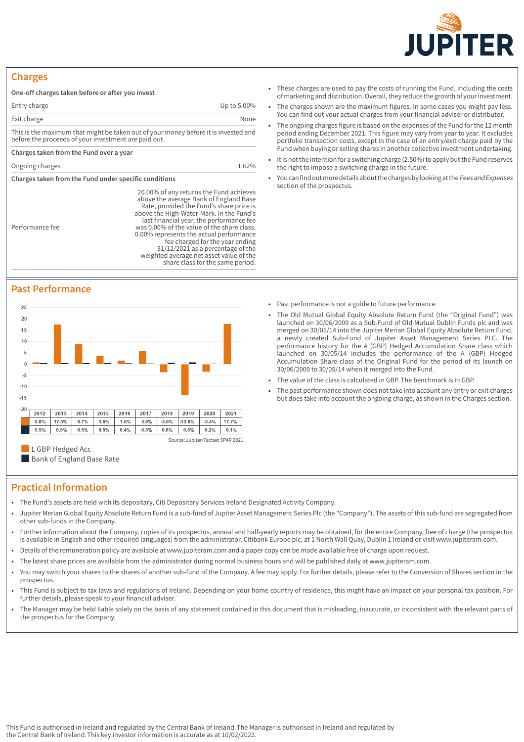## Charges

**One-off charges taken before or after you invest**

| | |
|---|---|
| Entry charge | Up to 5.00% |
| Exit charge | None |

This is the maximum that might be taken out of your money before it is invested and before the proceeds of your investment are paid out.

**Charges taken from the Fund over a year**

| | |
|---|---|
| Ongoing charges | 1.62% |

**Charges taken from the Fund under specific conditions**

| | |
|---|---|
| Performance fee | 20.00% of any returns the Fund achieves above the average Bank of England Base Rate, provided the Fund's share price is above the High-Water-Mark. In the Fund's last financial year, the performance fee was 0.00% of the value of the share class. 0.00% represents the actual performance fee charged for the year ending 31/12/2021 as a percentage of the weighted average net asset value of the share class for the same period. |

- These charges are used to pay the costs of running the Fund, including the costs of marketing and distribution. Overall, they reduce the growth of your investment.
- The charges shown are the maximum figures. In some cases you might pay less. You can find out your actual charges from your financial adviser or distributor.
- The ongoing charges figure is based on the expenses of the Fund for the 12 month period ending December 2021. This figure may vary from year to year. It excludes portfolio transaction costs, except in the case of an entry/exit charge paid by the Fund when buying or selling shares in another collective investment undertaking.
- It is not the intention for a switching charge (2.50%) to apply but the Fund reserves the right to impose a switching charge in the future.
- You can find out more details about the charges by looking at the *Fees and Expenses* section of the prospectus.

## Past Performance

25
20
15
10
5
0
-5
-10
-15
-20

2012 2013 2014 2015 2016 2017 2018 2019 2020 2021

L GBP Hedged Acc: 0.8% 17.5% 8.7% 3.6% 1.6% 5.9% -3.6% -13.8% -3.4% 17.7%

Bank of England Base Rate: 0.5% 0.5% 0.5% 0.5% 0.4% 0.3% 0.6% 0.8% 0.2% 0.1%

Source: Jupiter/Factset SPAR 2021

- Past performance is not a guide to future performance.
- The Old Mutual Global Equity Absolute Return Fund (the "Original Fund") was launched on 30/06/2009 as a Sub-Fund of Old Mutual Dublin Funds plc and was merged on 30/05/14 into the Jupiter Merian Global Equity Absolute Return Fund, a newly created Sub-Fund of Jupiter Asset Management Series PLC. The performance history for the A (GBP) Hedged Accumulation Share class which launched on 30/05/14 includes the performance of the A (GBP) Hedged Accumulation Share class of the Original Fund for the period of its launch on 30/06/2009 to 30/05/14 when it merged into the Fund.
- The value of the class is calculated in GBP. The benchmark is in GBP.
- The past performance shown does not take into account any entry or exit charges but does take into account the ongoing charge, as shown in the Charges section.

## Practical Information

- The Fund's assets are held with its depositary, Citi Depositary Services Ireland Designated Activity Company.
- Jupiter Merian Global Equity Absolute Return Fund is a sub-fund of Jupiter Asset Management Series Plc (the "Company"). The assets of this sub-fund are segregated from other sub-funds in the Company.
- Further information about the Company, copies of its prospectus, annual and half-yearly reports may be obtained, for the entire Company, free of charge (the prospectus is available in English and other required languages) from the administrator, Citibank Europe plc, at 1 North Wall Quay, Dublin 1 Ireland or visit www.jupiteram.com.
- Details of the remuneration policy are available at www.jupiteram.com and a paper copy can be made available free of charge upon request.
- The latest share prices are available from the administrator during normal business hours and will be published daily at www.jupiteram.com.
- You may switch your shares to the shares of another sub-fund of the Company. A fee may apply. For further details, please refer to the Conversion of Shares section in the prospectus.
- This Fund is subject to tax laws and regulations of Ireland. Depending on your home country of residence, this might have an impact on your personal tax position. For further details, please speak to your financial adviser.
- The Manager may be held liable solely on the basis of any statement contained in this document that is misleading, inaccurate, or inconsistent with the relevant parts of the prospectus for the Company.

This Fund is authorised in Ireland and regulated by the Central Bank of Ireland. The Manager is authorised in Ireland and regulated by the Central Bank of Ireland. This key investor information is accurate as at 10/02/2022.